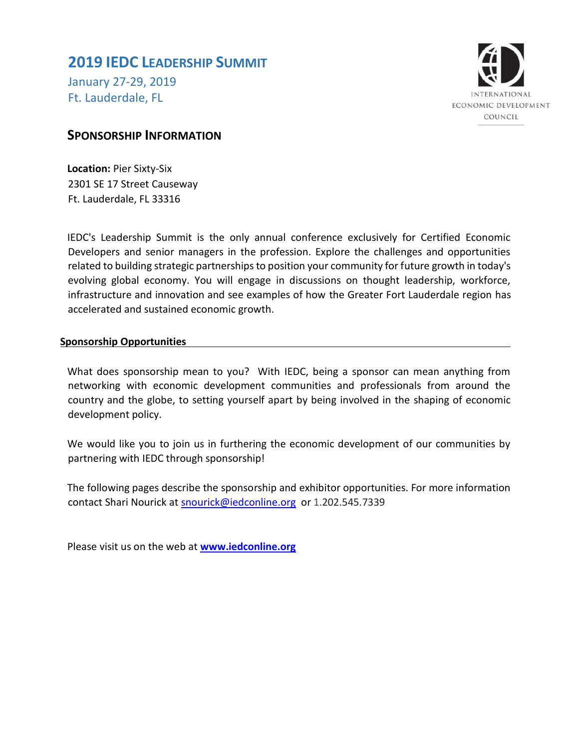# 2019 IEDC LEADERSHIP SUMMIT

January 27-29, 2019
Ft. Lauderdale, FL

INTERNATIONAL ECONOMIC DEVELOPMENT COUNCIL

## SPONSORSHIP INFORMATION

**Location:** Pier Sixty-Six
2301 SE 17 Street Causeway
Ft. Lauderdale, FL 33316

IEDC's Leadership Summit is the only annual conference exclusively for Certified Economic Developers and senior managers in the profession. Explore the challenges and opportunities related to building strategic partnerships to position your community for future growth in today's evolving global economy. You will engage in discussions on thought leadership, workforce, infrastructure and innovation and see examples of how the Greater Fort Lauderdale region has accelerated and sustained economic growth.

### Sponsorship Opportunities

What does sponsorship mean to you? With IEDC, being a sponsor can mean anything from networking with economic development communities and professionals from around the country and the globe, to setting yourself apart by being involved in the shaping of economic development policy.

We would like you to join us in furthering the economic development of our communities by partnering with IEDC through sponsorship!

The following pages describe the sponsorship and exhibitor opportunities. For more information contact Shari Nourick at snourick@iedconline.org or 1.202.545.7339

Please visit us on the web at **www.iedconline.org**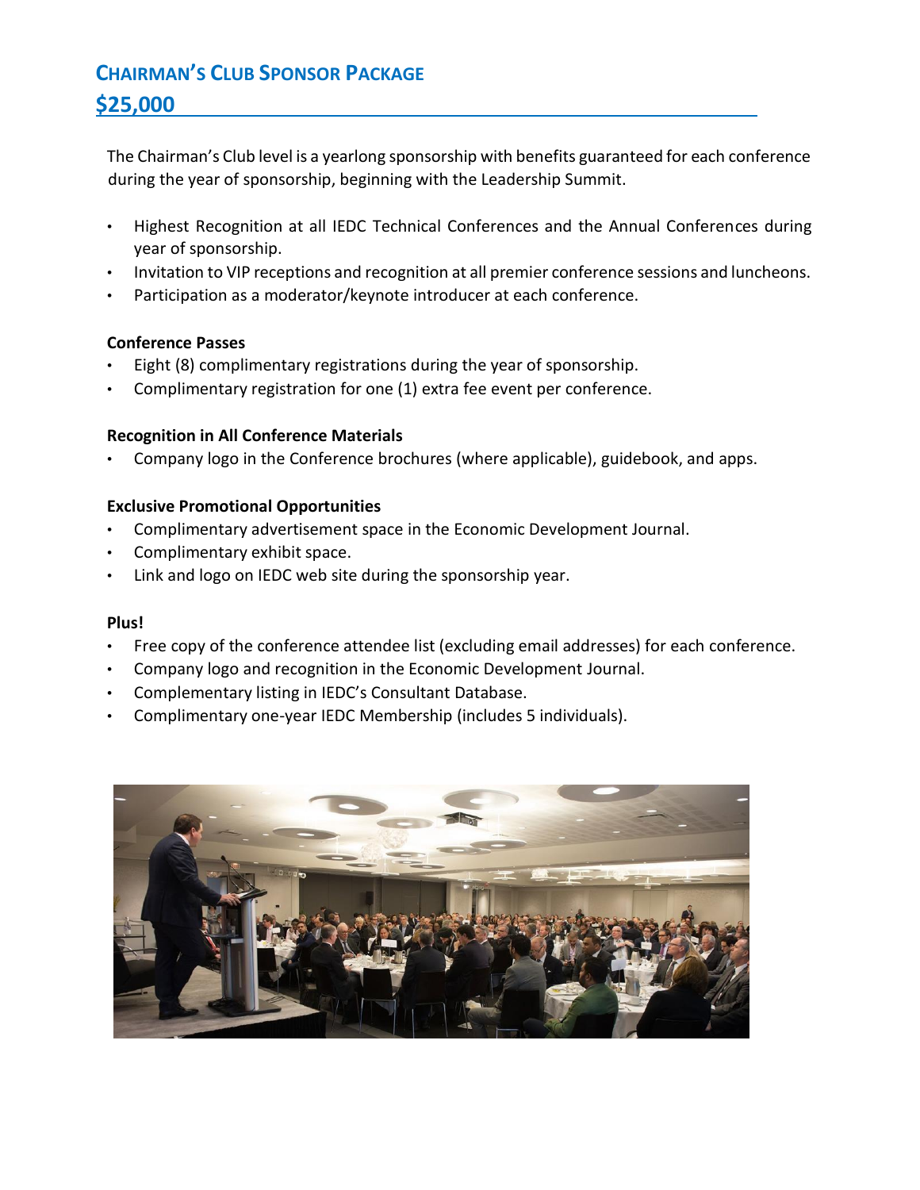## CHAIRMAN'S CLUB SPONSOR PACKAGE

## $25,000

The Chairman's Club level is a yearlong sponsorship with benefits guaranteed for each conference during the year of sponsorship, beginning with the Leadership Summit.

- Highest Recognition at all IEDC Technical Conferences and the Annual Conferences during year of sponsorship.
- Invitation to VIP receptions and recognition at all premier conference sessions and luncheons.
- Participation as a moderator/keynote introducer at each conference.

**Conference Passes**

- Eight (8) complimentary registrations during the year of sponsorship.
- Complimentary registration for one (1) extra fee event per conference.

**Recognition in All Conference Materials**

- Company logo in the Conference brochures (where applicable), guidebook, and apps.

**Exclusive Promotional Opportunities**

- Complimentary advertisement space in the Economic Development Journal.
- Complimentary exhibit space.
- Link and logo on IEDC web site during the sponsorship year.

**Plus!**

- Free copy of the conference attendee list (excluding email addresses) for each conference.
- Company logo and recognition in the Economic Development Journal.
- Complementary listing in IEDC's Consultant Database.
- Complimentary one-year IEDC Membership (includes 5 individuals).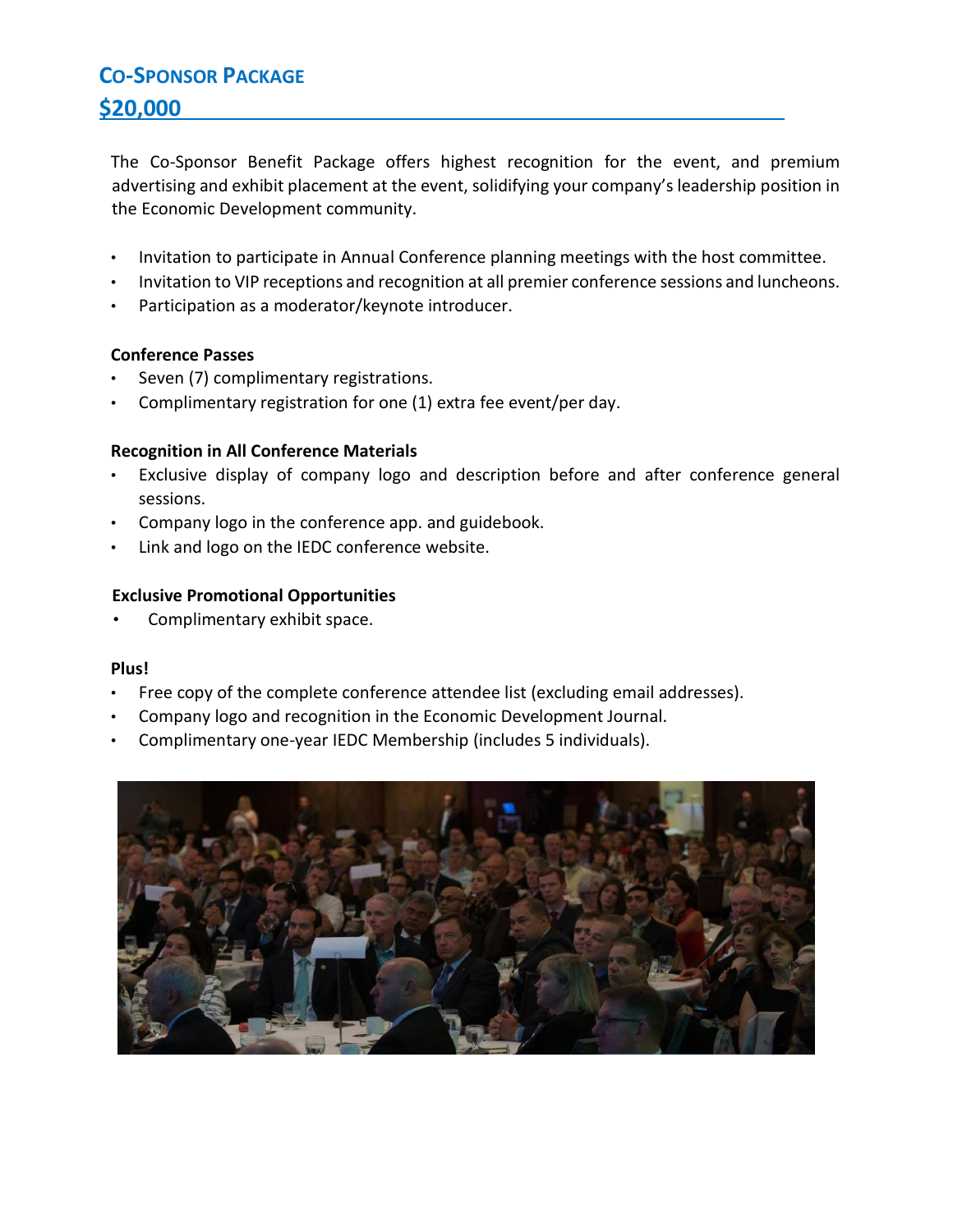## Co-Sponsor Package

## $20,000

The Co-Sponsor Benefit Package offers highest recognition for the event, and premium advertising and exhibit placement at the event, solidifying your company's leadership position in the Economic Development community.

- Invitation to participate in Annual Conference planning meetings with the host committee.
- Invitation to VIP receptions and recognition at all premier conference sessions and luncheons.
- Participation as a moderator/keynote introducer.

**Conference Passes**

- Seven (7) complimentary registrations.
- Complimentary registration for one (1) extra fee event/per day.

**Recognition in All Conference Materials**

- Exclusive display of company logo and description before and after conference general sessions.
- Company logo in the conference app. and guidebook.
- Link and logo on the IEDC conference website.

**Exclusive Promotional Opportunities**

- Complimentary exhibit space.

**Plus!**

- Free copy of the complete conference attendee list (excluding email addresses).
- Company logo and recognition in the Economic Development Journal.
- Complimentary one-year IEDC Membership (includes 5 individuals).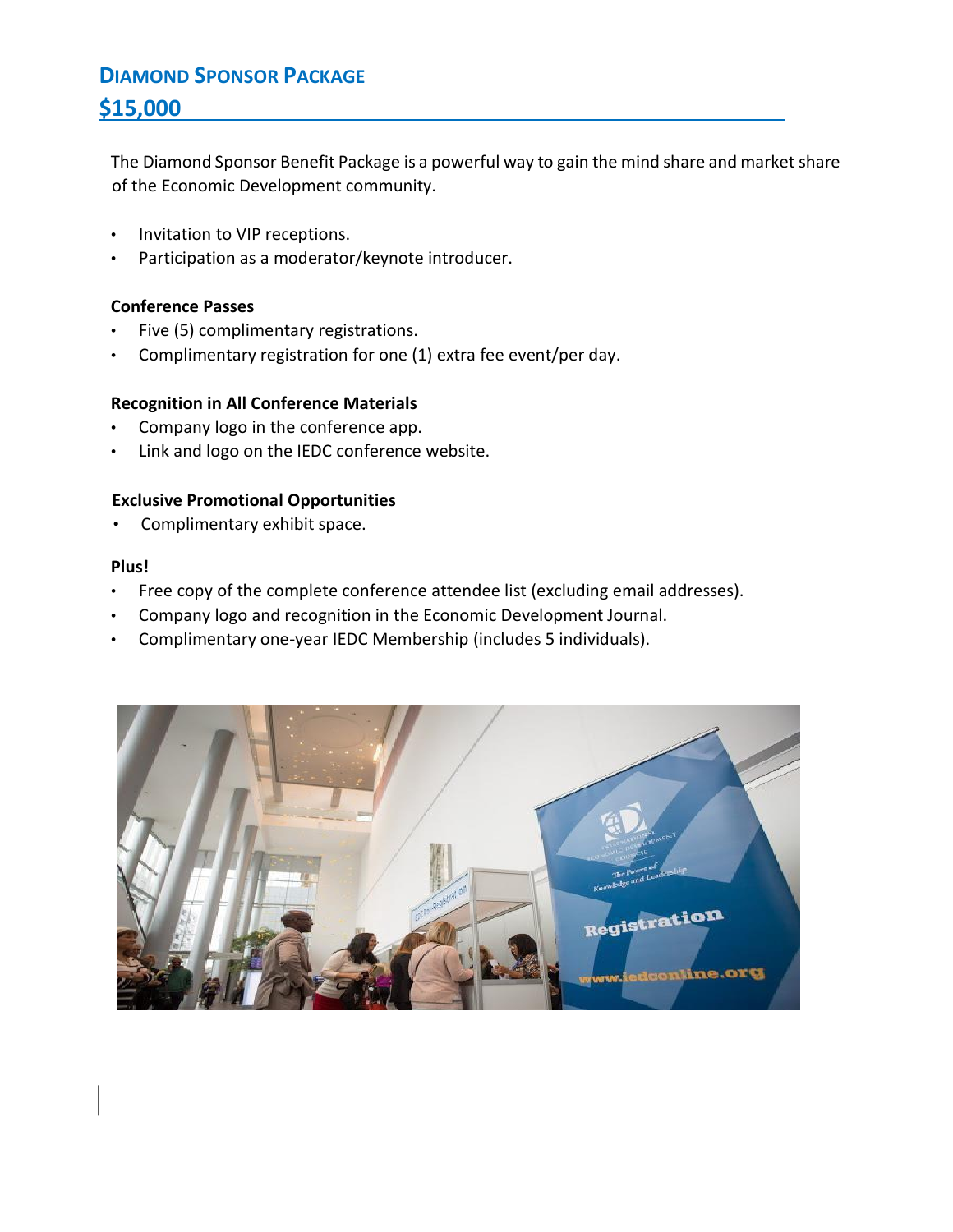## DIAMOND SPONSOR PACKAGE

## $15,000

The Diamond Sponsor Benefit Package is a powerful way to gain the mind share and market share of the Economic Development community.

- Invitation to VIP receptions.
- Participation as a moderator/keynote introducer.

**Conference Passes**

- Five (5) complimentary registrations.
- Complimentary registration for one (1) extra fee event/per day.

**Recognition in All Conference Materials**

- Company logo in the conference app.
- Link and logo on the IEDC conference website.

**Exclusive Promotional Opportunities**

- Complimentary exhibit space.

**Plus!**

- Free copy of the complete conference attendee list (excluding email addresses).
- Company logo and recognition in the Economic Development Journal.
- Complimentary one-year IEDC Membership (includes 5 individuals).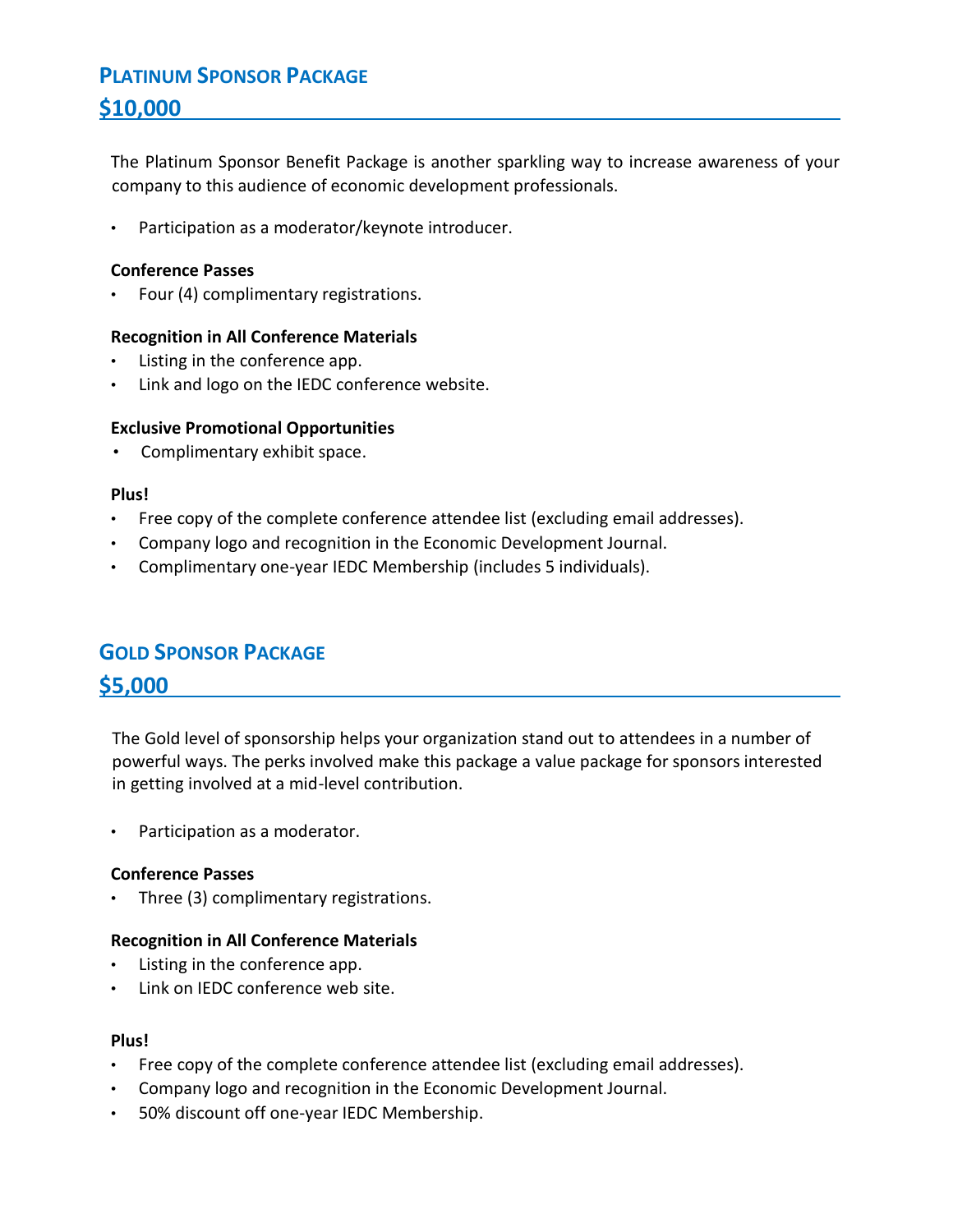## PLATINUM SPONSOR PACKAGE

## $10,000

The Platinum Sponsor Benefit Package is another sparkling way to increase awareness of your company to this audience of economic development professionals.

- Participation as a moderator/keynote introducer.

**Conference Passes**

- Four (4) complimentary registrations.

**Recognition in All Conference Materials**

- Listing in the conference app.
- Link and logo on the IEDC conference website.

**Exclusive Promotional Opportunities**

- Complimentary exhibit space.

**Plus!**

- Free copy of the complete conference attendee list (excluding email addresses).
- Company logo and recognition in the Economic Development Journal.
- Complimentary one-year IEDC Membership (includes 5 individuals).

## GOLD SPONSOR PACKAGE

## $5,000

The Gold level of sponsorship helps your organization stand out to attendees in a number of powerful ways. The perks involved make this package a value package for sponsors interested in getting involved at a mid-level contribution.

- Participation as a moderator.

**Conference Passes**

- Three (3) complimentary registrations.

**Recognition in All Conference Materials**

- Listing in the conference app.
- Link on IEDC conference web site.

**Plus!**

- Free copy of the complete conference attendee list (excluding email addresses).
- Company logo and recognition in the Economic Development Journal.
- 50% discount off one-year IEDC Membership.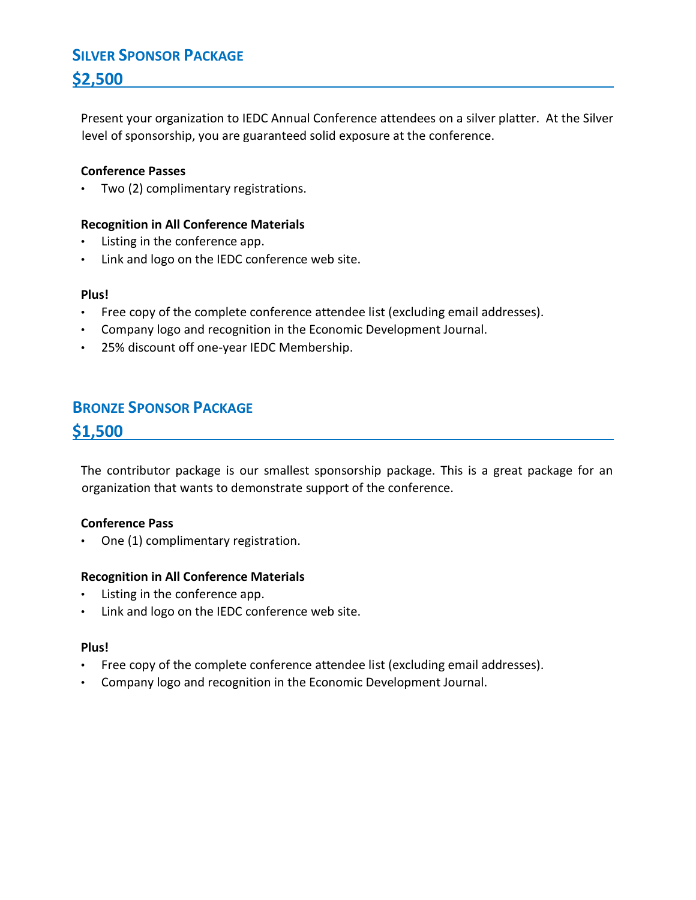## Silver Sponsor Package

## $2,500

Present your organization to IEDC Annual Conference attendees on a silver platter. At the Silver level of sponsorship, you are guaranteed solid exposure at the conference.

**Conference Passes**

- Two (2) complimentary registrations.

**Recognition in All Conference Materials**

- Listing in the conference app.
- Link and logo on the IEDC conference web site.

**Plus!**

- Free copy of the complete conference attendee list (excluding email addresses).
- Company logo and recognition in the Economic Development Journal.
- 25% discount off one-year IEDC Membership.

## Bronze Sponsor Package

## $1,500

The contributor package is our smallest sponsorship package. This is a great package for an organization that wants to demonstrate support of the conference.

**Conference Pass**

- One (1) complimentary registration.

**Recognition in All Conference Materials**

- Listing in the conference app.
- Link and logo on the IEDC conference web site.

**Plus!**

- Free copy of the complete conference attendee list (excluding email addresses).
- Company logo and recognition in the Economic Development Journal.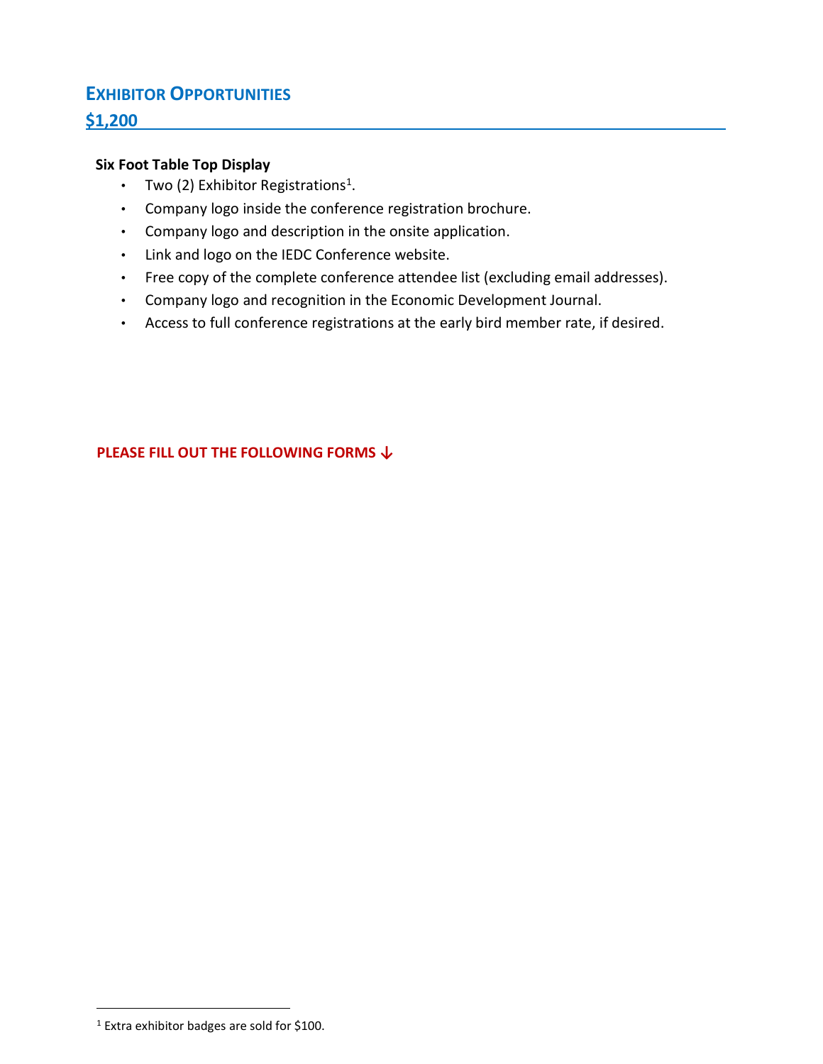## Exhibitor Opportunities

## $1,200

**Six Foot Table Top Display**

- Two (2) Exhibitor Registrations[1].
- Company logo inside the conference registration brochure.
- Company logo and description in the onsite application.
- Link and logo on the IEDC Conference website.
- Free copy of the complete conference attendee list (excluding email addresses).
- Company logo and recognition in the Economic Development Journal.
- Access to full conference registrations at the early bird member rate, if desired.

**PLEASE FILL OUT THE FOLLOWING FORMS ↓**

[1] Extra exhibitor badges are sold for $100.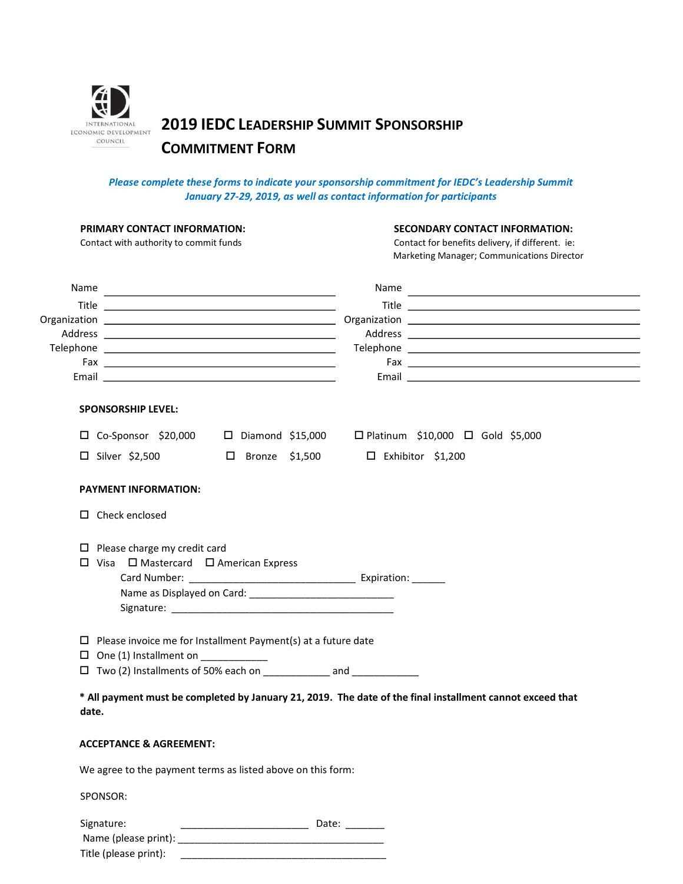INTERNATIONAL ECONOMIC DEVELOPMENT COUNCIL

# 2019 IEDC Leadership Summit Sponsorship Commitment Form

*Please complete these forms to indicate your sponsorship commitment for IEDC's Leadership Summit January 27-29, 2019, as well as contact information for participants*

**PRIMARY CONTACT INFORMATION:**
Contact with authority to commit funds

Name ______________________________
Title ______________________________
Organization ______________________________
Address ______________________________
Telephone ______________________________
Fax ______________________________
Email ______________________________

**SECONDARY CONTACT INFORMATION:**
Contact for benefits delivery, if different. ie: Marketing Manager; Communications Director

Name ______________________________
Title ______________________________
Organization ______________________________
Address ______________________________
Telephone ______________________________
Fax ______________________________
Email ______________________________

**SPONSORSHIP LEVEL:**

☐ Co-Sponsor $20,000 ☐ Diamond $15,000 ☐ Platinum $10,000 ☐ Gold $5,000

☐ Silver $2,500 ☐ Bronze $1,500 ☐ Exhibitor $1,200

**PAYMENT INFORMATION:**

☐ Check enclosed

☐ Please charge my credit card
☐ Visa ☐ Mastercard ☐ American Express
Card Number: ______________________________ Expiration: ______
Name as Displayed on Card: ______________________________
Signature: ______________________________

☐ Please invoice me for Installment Payment(s) at a future date
☐ One (1) Installment on ____________
☐ Two (2) Installments of 50% each on ____________ and ____________

**\* All payment must be completed by January 21, 2019. The date of the final installment cannot exceed that date.**

**ACCEPTANCE & AGREEMENT:**

We agree to the payment terms as listed above on this form:

SPONSOR:

Signature: ________________________ Date: _______
Name (please print): ______________________________
Title (please print): ______________________________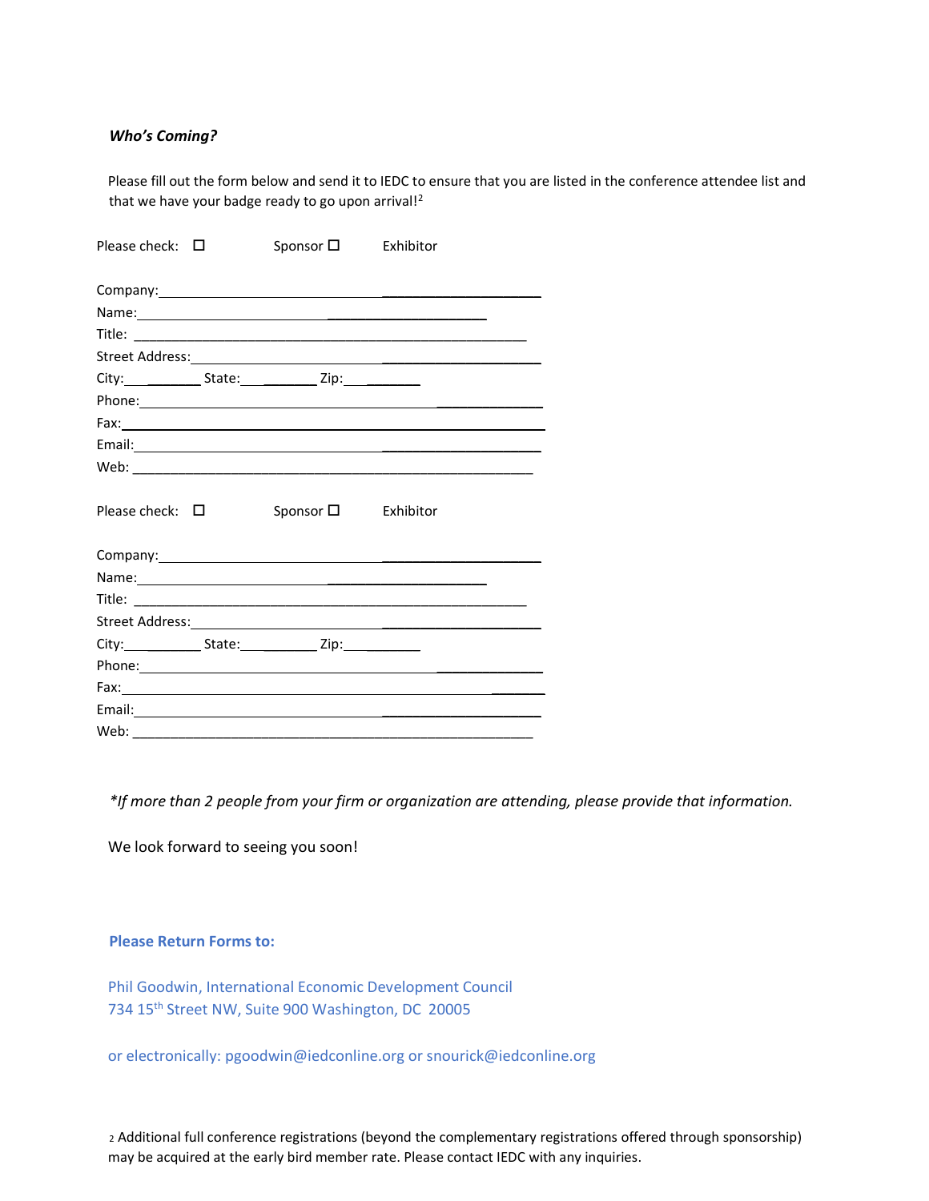***Who's Coming?***

Please fill out the form below and send it to IEDC to ensure that you are listed in the conference attendee list and that we have your badge ready to go upon arrival![2]

Please check: ☐ Sponsor ☐ Exhibitor

Company:____________________________________________
Name:______________________________________
Title: ______________________________________________
Street Address:_______________________________________
City:__________ State:__________ Zip:__________
Phone:_____________________________________________
Fax:_______________________________________________
Email:_____________________________________________
Web: ______________________________________________

Please check: ☐ Sponsor ☐ Exhibitor

Company:____________________________________________
Name:______________________________________
Title: ______________________________________________
Street Address:_______________________________________
City:__________ State:__________ Zip:__________
Phone:_____________________________________________
Fax:_______________________________________________
Email:_____________________________________________
Web: ______________________________________________

**If more than 2 people from your firm or organization are attending, please provide that information.*

We look forward to seeing you soon!

**Please Return Forms to:**

Phil Goodwin, International Economic Development Council
734 15th Street NW, Suite 900 Washington, DC 20005

or electronically: pgoodwin@iedconline.org or snourick@iedconline.org

[2] Additional full conference registrations (beyond the complementary registrations offered through sponsorship) may be acquired at the early bird member rate. Please contact IEDC with any inquiries.